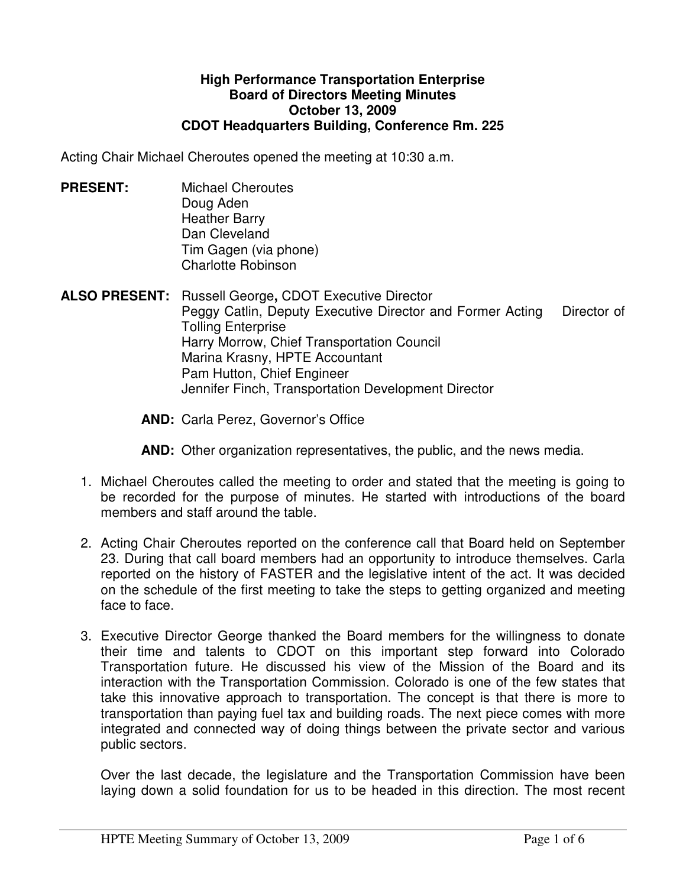**High Performance Transportation Enterprise**
**Board of Directors Meeting Minutes**
**October 13, 2009**
**CDOT Headquarters Building, Conference Rm. 225**

Acting Chair Michael Cheroutes opened the meeting at 10:30 a.m.

**PRESENT:**
Michael Cheroutes
Doug Aden
Heather Barry
Dan Cleveland
Tim Gagen (via phone)
Charlotte Robinson

**ALSO PRESENT:**
Russell George**,** CDOT Executive Director
Peggy Catlin, Deputy Executive Director and Former Acting Director of Tolling Enterprise
Harry Morrow, Chief Transportation Council
Marina Krasny, HPTE Accountant
Pam Hutton, Chief Engineer
Jennifer Finch, Transportation Development Director

**AND:** Carla Perez, Governor's Office

**AND:** Other organization representatives, the public, and the news media.

1. Michael Cheroutes called the meeting to order and stated that the meeting is going to be recorded for the purpose of minutes. He started with introductions of the board members and staff around the table.

2. Acting Chair Cheroutes reported on the conference call that Board held on September 23. During that call board members had an opportunity to introduce themselves. Carla reported on the history of FASTER and the legislative intent of the act. It was decided on the schedule of the first meeting to take the steps to getting organized and meeting face to face.

3. Executive Director George thanked the Board members for the willingness to donate their time and talents to CDOT on this important step forward into Colorado Transportation future. He discussed his view of the Mission of the Board and its interaction with the Transportation Commission. Colorado is one of the few states that take this innovative approach to transportation. The concept is that there is more to transportation than paying fuel tax and building roads. The next piece comes with more integrated and connected way of doing things between the private sector and various public sectors.

   Over the last decade, the legislature and the Transportation Commission have been laying down a solid foundation for us to be headed in this direction. The most recent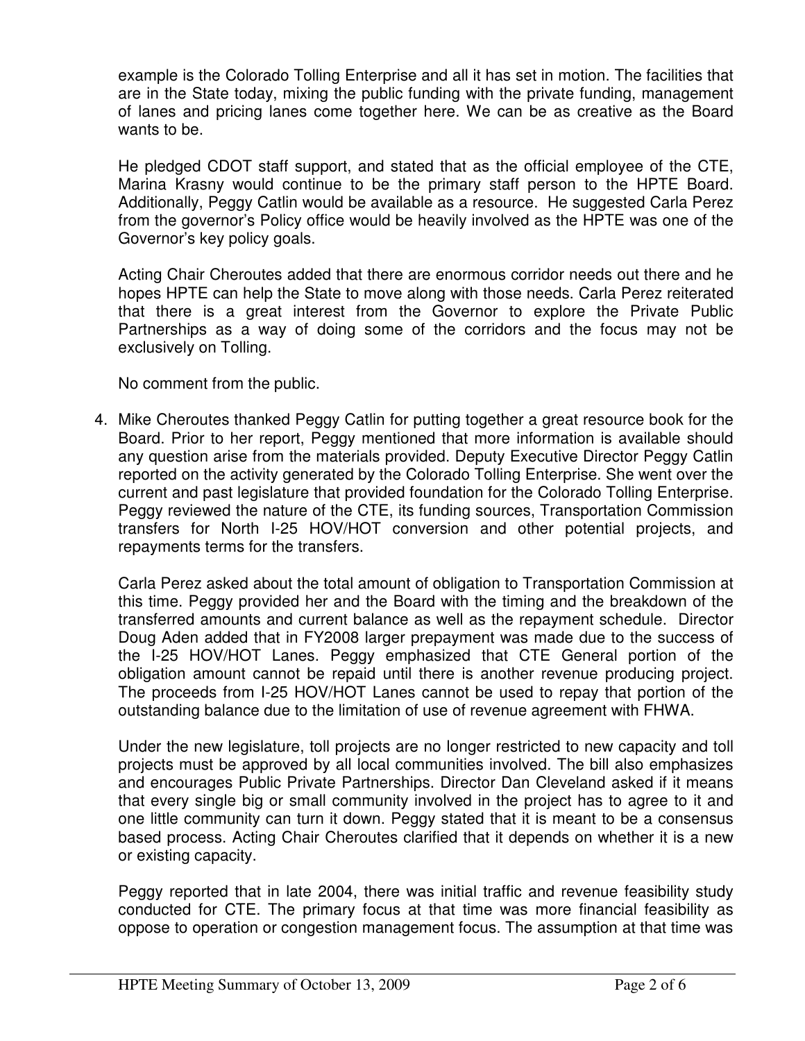example is the Colorado Tolling Enterprise and all it has set in motion. The facilities that are in the State today, mixing the public funding with the private funding, management of lanes and pricing lanes come together here. We can be as creative as the Board wants to be.

He pledged CDOT staff support, and stated that as the official employee of the CTE, Marina Krasny would continue to be the primary staff person to the HPTE Board. Additionally, Peggy Catlin would be available as a resource. He suggested Carla Perez from the governor's Policy office would be heavily involved as the HPTE was one of the Governor's key policy goals.

Acting Chair Cheroutes added that there are enormous corridor needs out there and he hopes HPTE can help the State to move along with those needs. Carla Perez reiterated that there is a great interest from the Governor to explore the Private Public Partnerships as a way of doing some of the corridors and the focus may not be exclusively on Tolling.

No comment from the public.

4. Mike Cheroutes thanked Peggy Catlin for putting together a great resource book for the Board. Prior to her report, Peggy mentioned that more information is available should any question arise from the materials provided. Deputy Executive Director Peggy Catlin reported on the activity generated by the Colorado Tolling Enterprise. She went over the current and past legislature that provided foundation for the Colorado Tolling Enterprise. Peggy reviewed the nature of the CTE, its funding sources, Transportation Commission transfers for North I-25 HOV/HOT conversion and other potential projects, and repayments terms for the transfers.

   Carla Perez asked about the total amount of obligation to Transportation Commission at this time. Peggy provided her and the Board with the timing and the breakdown of the transferred amounts and current balance as well as the repayment schedule. Director Doug Aden added that in FY2008 larger prepayment was made due to the success of the I-25 HOV/HOT Lanes. Peggy emphasized that CTE General portion of the obligation amount cannot be repaid until there is another revenue producing project. The proceeds from I-25 HOV/HOT Lanes cannot be used to repay that portion of the outstanding balance due to the limitation of use of revenue agreement with FHWA.

   Under the new legislature, toll projects are no longer restricted to new capacity and toll projects must be approved by all local communities involved. The bill also emphasizes and encourages Public Private Partnerships. Director Dan Cleveland asked if it means that every single big or small community involved in the project has to agree to it and one little community can turn it down. Peggy stated that it is meant to be a consensus based process. Acting Chair Cheroutes clarified that it depends on whether it is a new or existing capacity.

   Peggy reported that in late 2004, there was initial traffic and revenue feasibility study conducted for CTE. The primary focus at that time was more financial feasibility as oppose to operation or congestion management focus. The assumption at that time was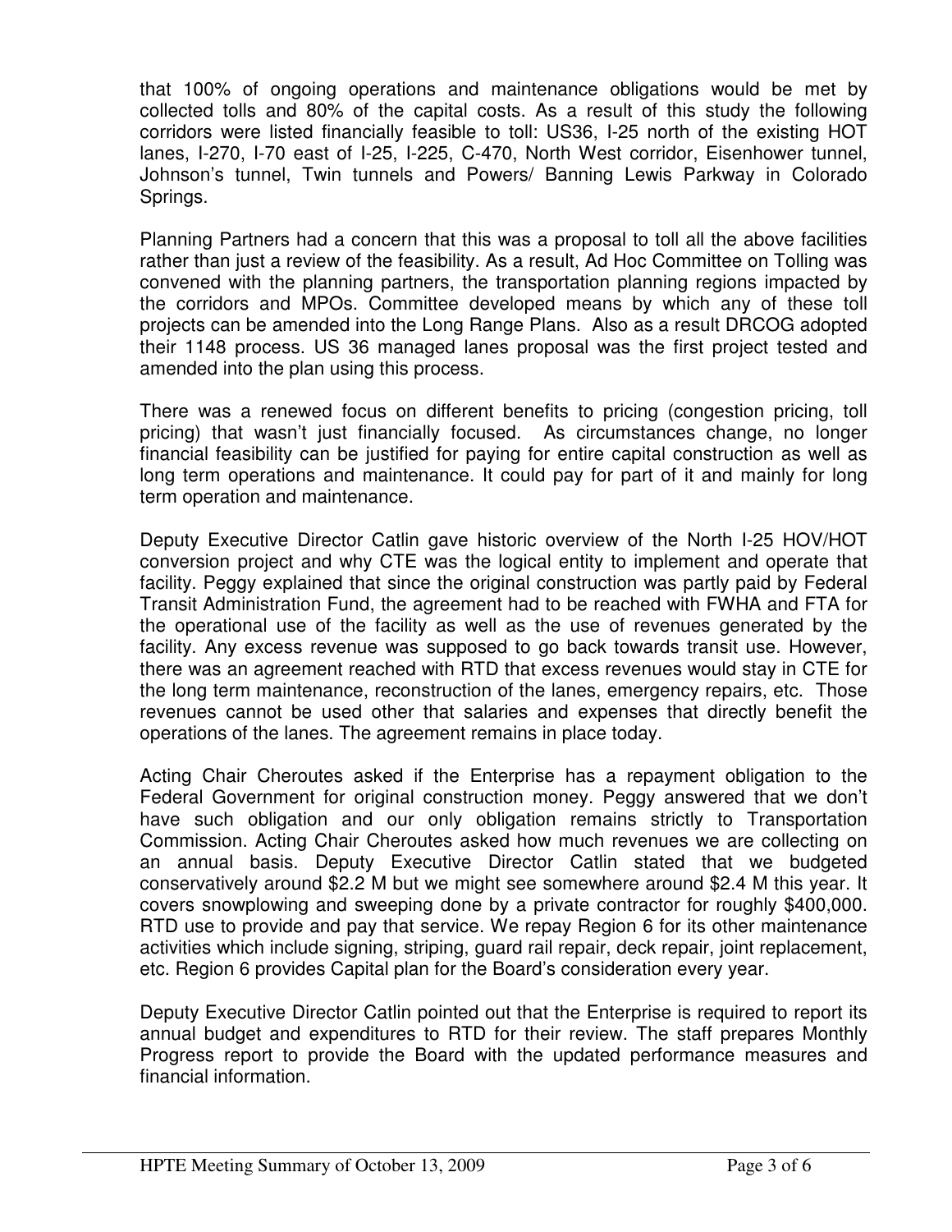that 100% of ongoing operations and maintenance obligations would be met by collected tolls and 80% of the capital costs. As a result of this study the following corridors were listed financially feasible to toll: US36, I-25 north of the existing HOT lanes, I-270, I-70 east of I-25, I-225, C-470, North West corridor, Eisenhower tunnel, Johnson's tunnel, Twin tunnels and Powers/ Banning Lewis Parkway in Colorado Springs.

Planning Partners had a concern that this was a proposal to toll all the above facilities rather than just a review of the feasibility. As a result, Ad Hoc Committee on Tolling was convened with the planning partners, the transportation planning regions impacted by the corridors and MPOs. Committee developed means by which any of these toll projects can be amended into the Long Range Plans. Also as a result DRCOG adopted their 1148 process. US 36 managed lanes proposal was the first project tested and amended into the plan using this process.

There was a renewed focus on different benefits to pricing (congestion pricing, toll pricing) that wasn't just financially focused. As circumstances change, no longer financial feasibility can be justified for paying for entire capital construction as well as long term operations and maintenance. It could pay for part of it and mainly for long term operation and maintenance.

Deputy Executive Director Catlin gave historic overview of the North I-25 HOV/HOT conversion project and why CTE was the logical entity to implement and operate that facility. Peggy explained that since the original construction was partly paid by Federal Transit Administration Fund, the agreement had to be reached with FWHA and FTA for the operational use of the facility as well as the use of revenues generated by the facility. Any excess revenue was supposed to go back towards transit use. However, there was an agreement reached with RTD that excess revenues would stay in CTE for the long term maintenance, reconstruction of the lanes, emergency repairs, etc. Those revenues cannot be used other that salaries and expenses that directly benefit the operations of the lanes. The agreement remains in place today.

Acting Chair Cheroutes asked if the Enterprise has a repayment obligation to the Federal Government for original construction money. Peggy answered that we don't have such obligation and our only obligation remains strictly to Transportation Commission. Acting Chair Cheroutes asked how much revenues we are collecting on an annual basis. Deputy Executive Director Catlin stated that we budgeted conservatively around $2.2 M but we might see somewhere around $2.4 M this year. It covers snowplowing and sweeping done by a private contractor for roughly $400,000. RTD use to provide and pay that service. We repay Region 6 for its other maintenance activities which include signing, striping, guard rail repair, deck repair, joint replacement, etc. Region 6 provides Capital plan for the Board's consideration every year.

Deputy Executive Director Catlin pointed out that the Enterprise is required to report its annual budget and expenditures to RTD for their review. The staff prepares Monthly Progress report to provide the Board with the updated performance measures and financial information.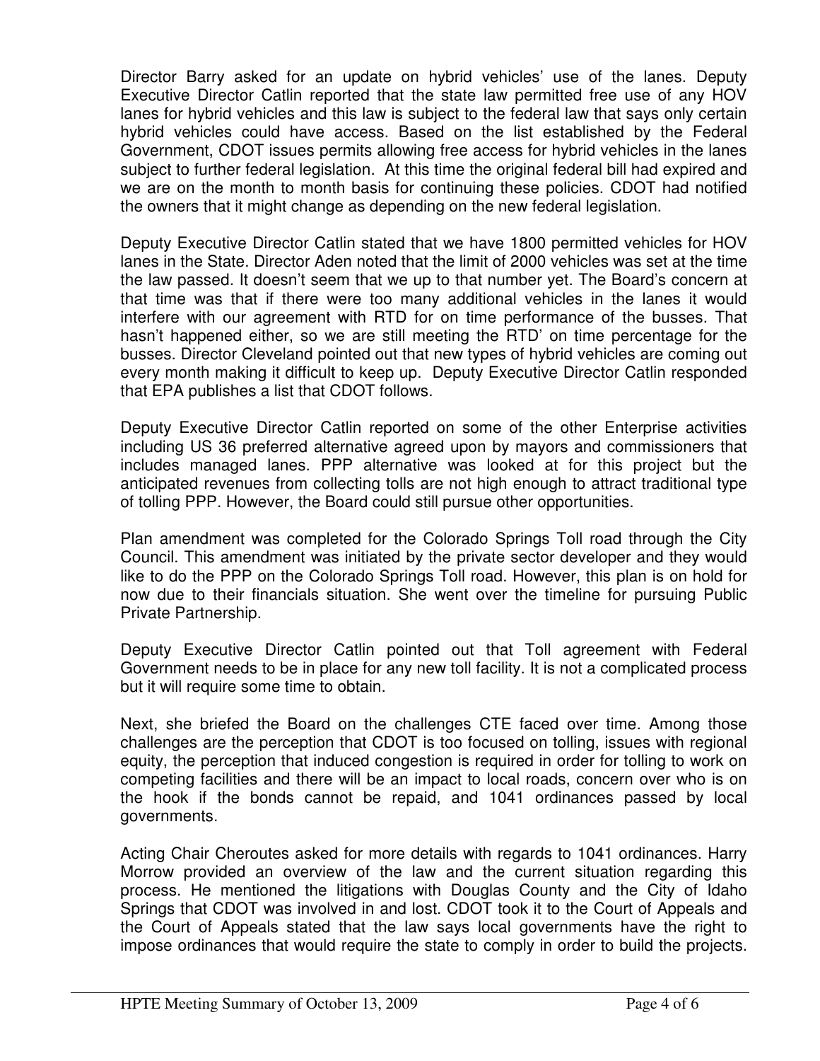Director Barry asked for an update on hybrid vehicles' use of the lanes. Deputy Executive Director Catlin reported that the state law permitted free use of any HOV lanes for hybrid vehicles and this law is subject to the federal law that says only certain hybrid vehicles could have access. Based on the list established by the Federal Government, CDOT issues permits allowing free access for hybrid vehicles in the lanes subject to further federal legislation. At this time the original federal bill had expired and we are on the month to month basis for continuing these policies. CDOT had notified the owners that it might change as depending on the new federal legislation.

Deputy Executive Director Catlin stated that we have 1800 permitted vehicles for HOV lanes in the State. Director Aden noted that the limit of 2000 vehicles was set at the time the law passed. It doesn't seem that we up to that number yet. The Board's concern at that time was that if there were too many additional vehicles in the lanes it would interfere with our agreement with RTD for on time performance of the busses. That hasn't happened either, so we are still meeting the RTD' on time percentage for the busses. Director Cleveland pointed out that new types of hybrid vehicles are coming out every month making it difficult to keep up. Deputy Executive Director Catlin responded that EPA publishes a list that CDOT follows.

Deputy Executive Director Catlin reported on some of the other Enterprise activities including US 36 preferred alternative agreed upon by mayors and commissioners that includes managed lanes. PPP alternative was looked at for this project but the anticipated revenues from collecting tolls are not high enough to attract traditional type of tolling PPP. However, the Board could still pursue other opportunities.

Plan amendment was completed for the Colorado Springs Toll road through the City Council. This amendment was initiated by the private sector developer and they would like to do the PPP on the Colorado Springs Toll road. However, this plan is on hold for now due to their financials situation. She went over the timeline for pursuing Public Private Partnership.

Deputy Executive Director Catlin pointed out that Toll agreement with Federal Government needs to be in place for any new toll facility. It is not a complicated process but it will require some time to obtain.

Next, she briefed the Board on the challenges CTE faced over time. Among those challenges are the perception that CDOT is too focused on tolling, issues with regional equity, the perception that induced congestion is required in order for tolling to work on competing facilities and there will be an impact to local roads, concern over who is on the hook if the bonds cannot be repaid, and 1041 ordinances passed by local governments.

Acting Chair Cheroutes asked for more details with regards to 1041 ordinances. Harry Morrow provided an overview of the law and the current situation regarding this process. He mentioned the litigations with Douglas County and the City of Idaho Springs that CDOT was involved in and lost. CDOT took it to the Court of Appeals and the Court of Appeals stated that the law says local governments have the right to impose ordinances that would require the state to comply in order to build the projects.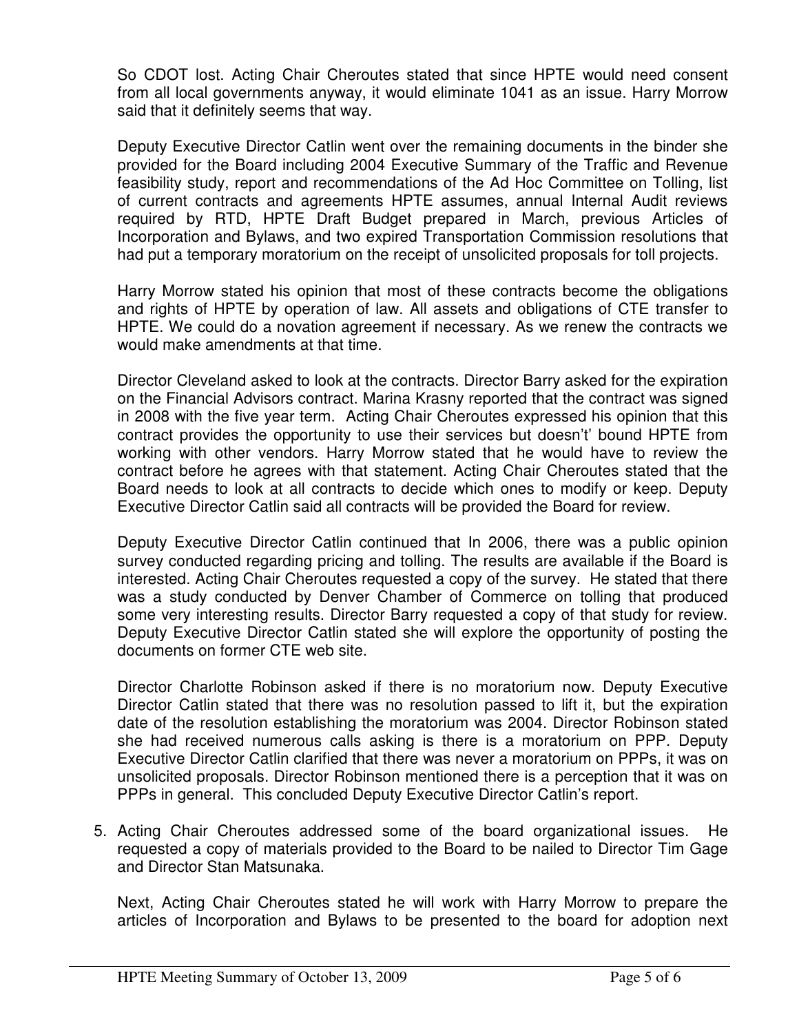So CDOT lost. Acting Chair Cheroutes stated that since HPTE would need consent from all local governments anyway, it would eliminate 1041 as an issue. Harry Morrow said that it definitely seems that way.

Deputy Executive Director Catlin went over the remaining documents in the binder she provided for the Board including 2004 Executive Summary of the Traffic and Revenue feasibility study, report and recommendations of the Ad Hoc Committee on Tolling, list of current contracts and agreements HPTE assumes, annual Internal Audit reviews required by RTD, HPTE Draft Budget prepared in March, previous Articles of Incorporation and Bylaws, and two expired Transportation Commission resolutions that had put a temporary moratorium on the receipt of unsolicited proposals for toll projects.

Harry Morrow stated his opinion that most of these contracts become the obligations and rights of HPTE by operation of law. All assets and obligations of CTE transfer to HPTE. We could do a novation agreement if necessary. As we renew the contracts we would make amendments at that time.

Director Cleveland asked to look at the contracts. Director Barry asked for the expiration on the Financial Advisors contract. Marina Krasny reported that the contract was signed in 2008 with the five year term. Acting Chair Cheroutes expressed his opinion that this contract provides the opportunity to use their services but doesn't' bound HPTE from working with other vendors. Harry Morrow stated that he would have to review the contract before he agrees with that statement. Acting Chair Cheroutes stated that the Board needs to look at all contracts to decide which ones to modify or keep. Deputy Executive Director Catlin said all contracts will be provided the Board for review.

Deputy Executive Director Catlin continued that In 2006, there was a public opinion survey conducted regarding pricing and tolling. The results are available if the Board is interested. Acting Chair Cheroutes requested a copy of the survey. He stated that there was a study conducted by Denver Chamber of Commerce on tolling that produced some very interesting results. Director Barry requested a copy of that study for review. Deputy Executive Director Catlin stated she will explore the opportunity of posting the documents on former CTE web site.

Director Charlotte Robinson asked if there is no moratorium now. Deputy Executive Director Catlin stated that there was no resolution passed to lift it, but the expiration date of the resolution establishing the moratorium was 2004. Director Robinson stated she had received numerous calls asking is there is a moratorium on PPP. Deputy Executive Director Catlin clarified that there was never a moratorium on PPPs, it was on unsolicited proposals. Director Robinson mentioned there is a perception that it was on PPPs in general. This concluded Deputy Executive Director Catlin's report.

5. Acting Chair Cheroutes addressed some of the board organizational issues. He requested a copy of materials provided to the Board to be nailed to Director Tim Gage and Director Stan Matsunaka.

   Next, Acting Chair Cheroutes stated he will work with Harry Morrow to prepare the articles of Incorporation and Bylaws to be presented to the board for adoption next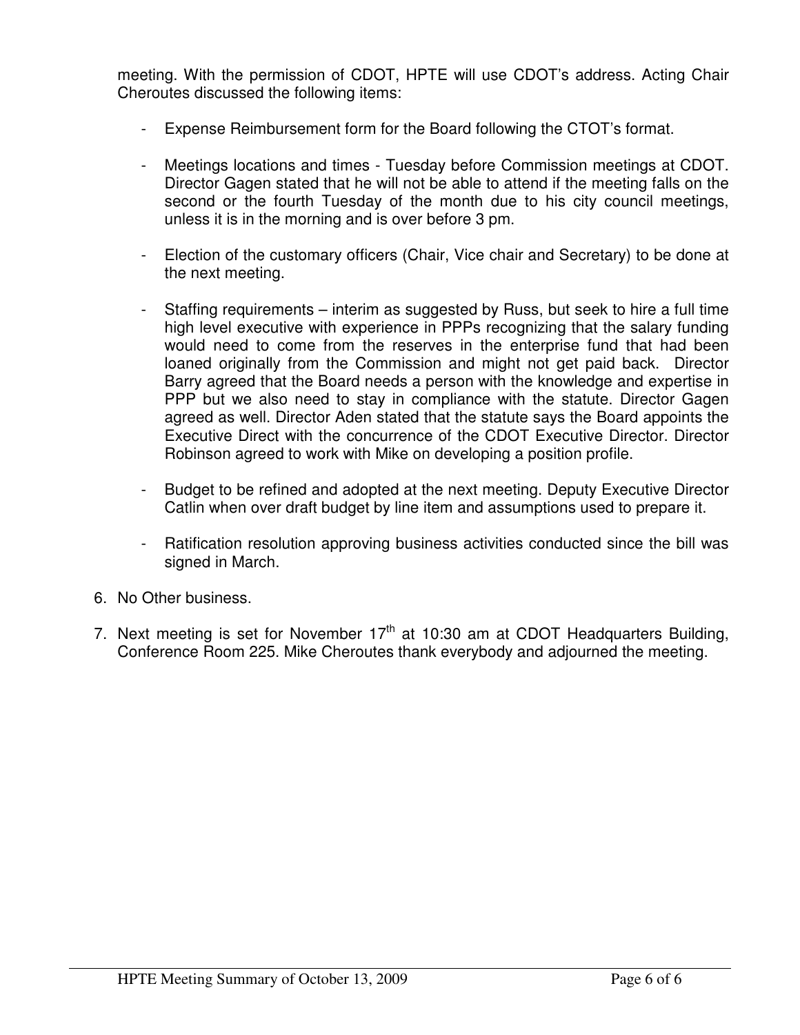meeting. With the permission of CDOT, HPTE will use CDOT's address. Acting Chair Cheroutes discussed the following items:

- Expense Reimbursement form for the Board following the CTOT's format.

- Meetings locations and times - Tuesday before Commission meetings at CDOT. Director Gagen stated that he will not be able to attend if the meeting falls on the second or the fourth Tuesday of the month due to his city council meetings, unless it is in the morning and is over before 3 pm.

- Election of the customary officers (Chair, Vice chair and Secretary) to be done at the next meeting.

- Staffing requirements – interim as suggested by Russ, but seek to hire a full time high level executive with experience in PPPs recognizing that the salary funding would need to come from the reserves in the enterprise fund that had been loaned originally from the Commission and might not get paid back. Director Barry agreed that the Board needs a person with the knowledge and expertise in PPP but we also need to stay in compliance with the statute. Director Gagen agreed as well. Director Aden stated that the statute says the Board appoints the Executive Direct with the concurrence of the CDOT Executive Director. Director Robinson agreed to work with Mike on developing a position profile.

- Budget to be refined and adopted at the next meeting. Deputy Executive Director Catlin when over draft budget by line item and assumptions used to prepare it.

- Ratification resolution approving business activities conducted since the bill was signed in March.

6. No Other business.

7. Next meeting is set for November 17th at 10:30 am at CDOT Headquarters Building, Conference Room 225. Mike Cheroutes thank everybody and adjourned the meeting.